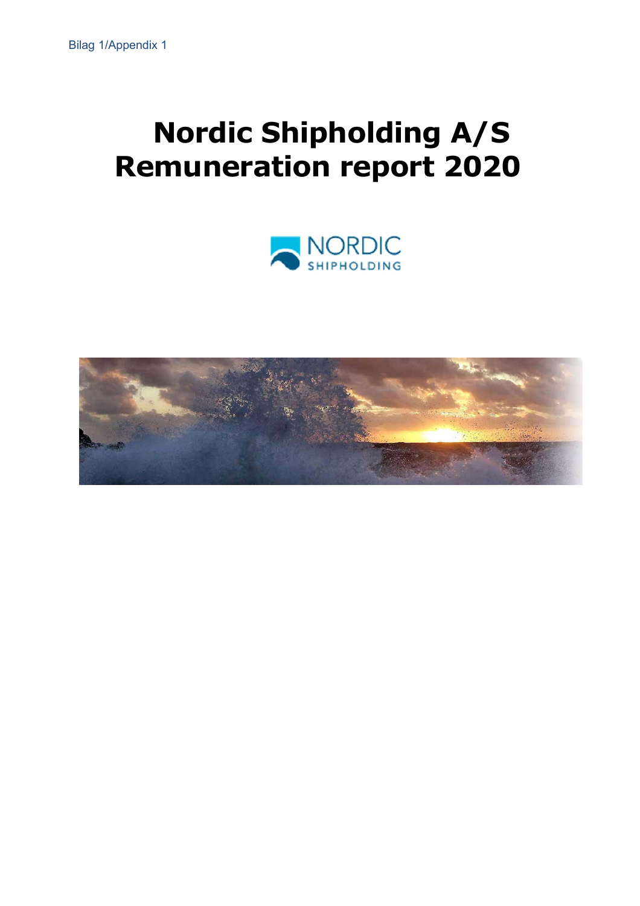Bilag 1/Appendix 1

# Nordic Shipholding A/S
# Remuneration report 2020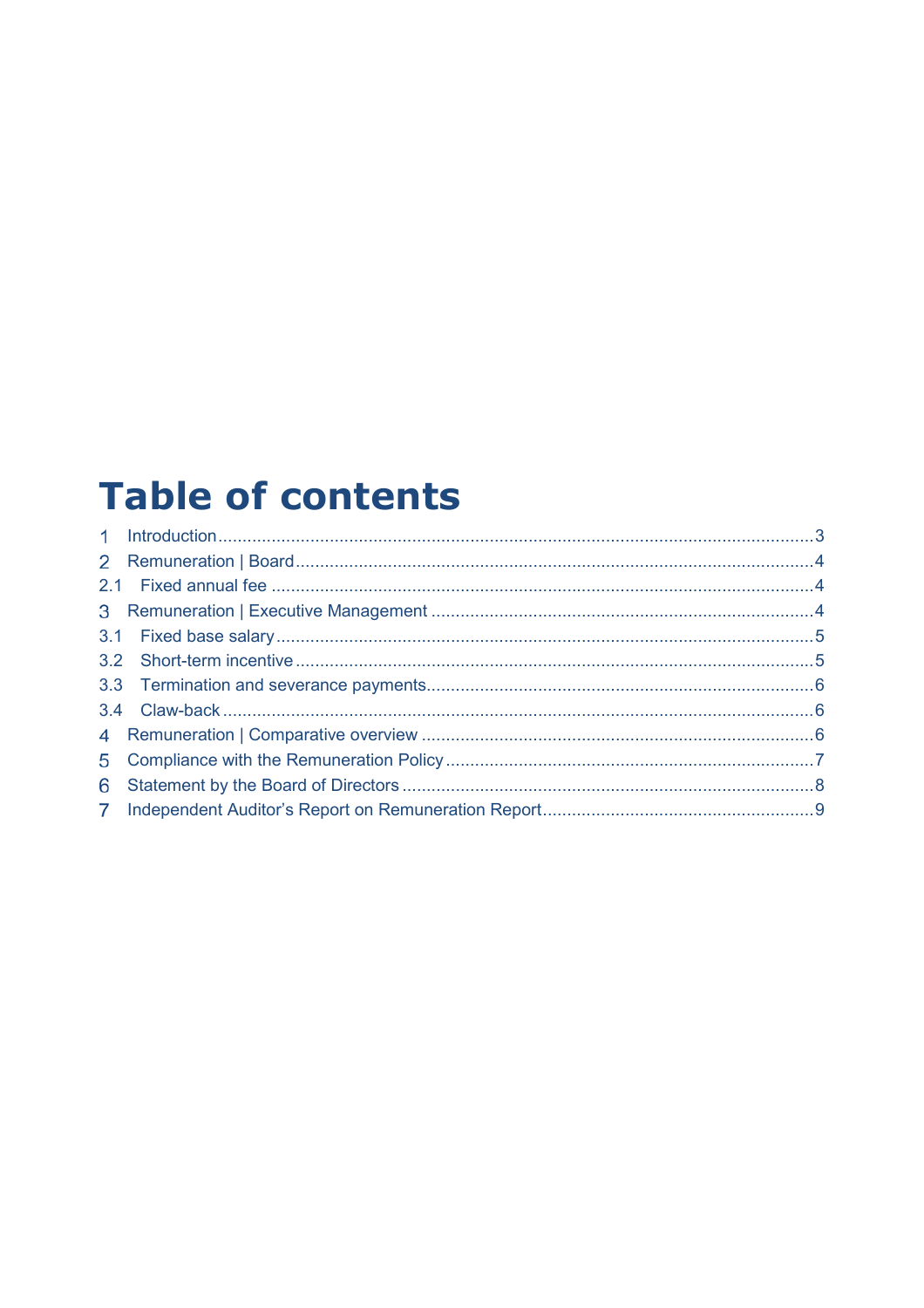# Table of contents

1 Introduction ... 3
2 Remuneration | Board ... 4
2.1 Fixed annual fee ... 4
3 Remuneration | Executive Management ... 4
3.1 Fixed base salary ... 5
3.2 Short-term incentive ... 5
3.3 Termination and severance payments ... 6
3.4 Claw-back ... 6
4 Remuneration | Comparative overview ... 6
5 Compliance with the Remuneration Policy ... 7
6 Statement by the Board of Directors ... 8
7 Independent Auditor's Report on Remuneration Report ... 9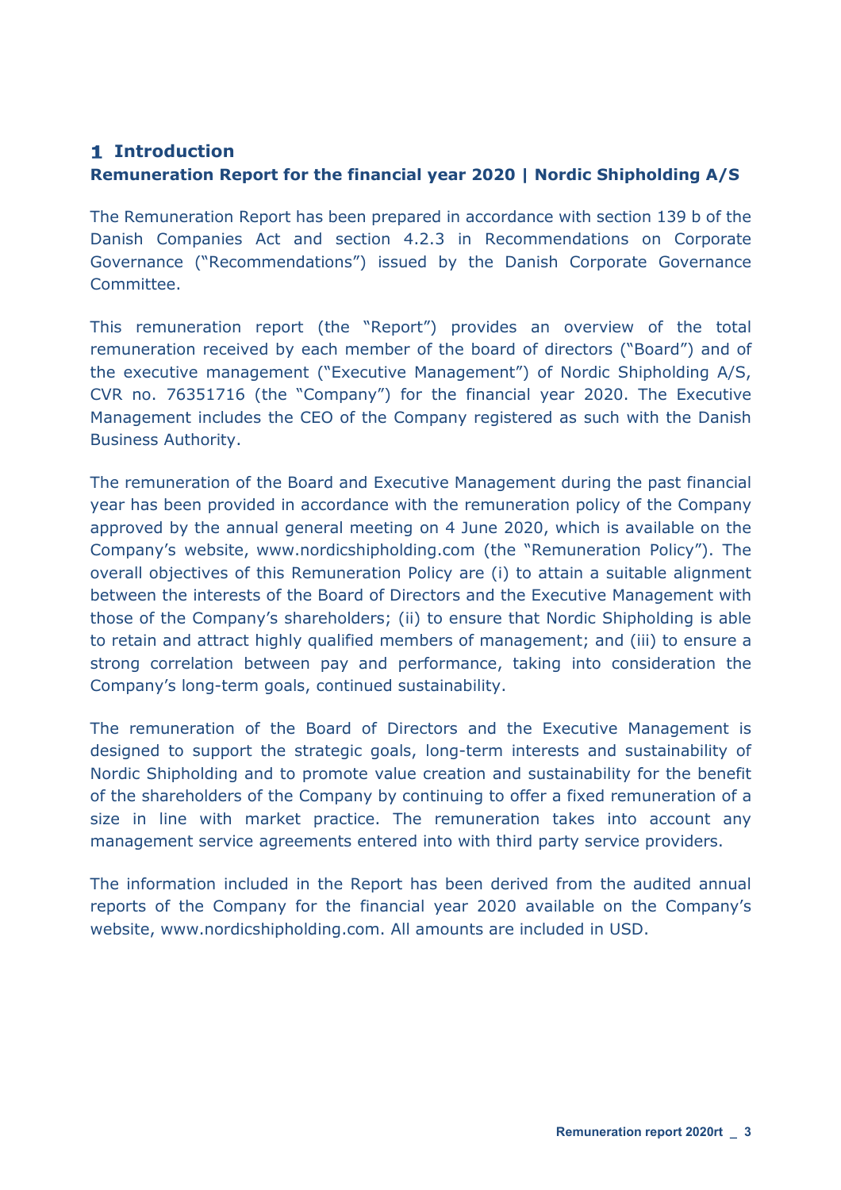# 1 Introduction

## Remuneration Report for the financial year 2020 | Nordic Shipholding A/S

The Remuneration Report has been prepared in accordance with section 139 b of the Danish Companies Act and section 4.2.3 in Recommendations on Corporate Governance ("Recommendations") issued by the Danish Corporate Governance Committee.

This remuneration report (the "Report") provides an overview of the total remuneration received by each member of the board of directors ("Board") and of the executive management ("Executive Management") of Nordic Shipholding A/S, CVR no. 76351716 (the "Company") for the financial year 2020. The Executive Management includes the CEO of the Company registered as such with the Danish Business Authority.

The remuneration of the Board and Executive Management during the past financial year has been provided in accordance with the remuneration policy of the Company approved by the annual general meeting on 4 June 2020, which is available on the Company's website, www.nordicshipholding.com (the "Remuneration Policy"). The overall objectives of this Remuneration Policy are (i) to attain a suitable alignment between the interests of the Board of Directors and the Executive Management with those of the Company's shareholders; (ii) to ensure that Nordic Shipholding is able to retain and attract highly qualified members of management; and (iii) to ensure a strong correlation between pay and performance, taking into consideration the Company's long-term goals, continued sustainability.

The remuneration of the Board of Directors and the Executive Management is designed to support the strategic goals, long-term interests and sustainability of Nordic Shipholding and to promote value creation and sustainability for the benefit of the shareholders of the Company by continuing to offer a fixed remuneration of a size in line with market practice. The remuneration takes into account any management service agreements entered into with third party service providers.

The information included in the Report has been derived from the audited annual reports of the Company for the financial year 2020 available on the Company's website, www.nordicshipholding.com. All amounts are included in USD.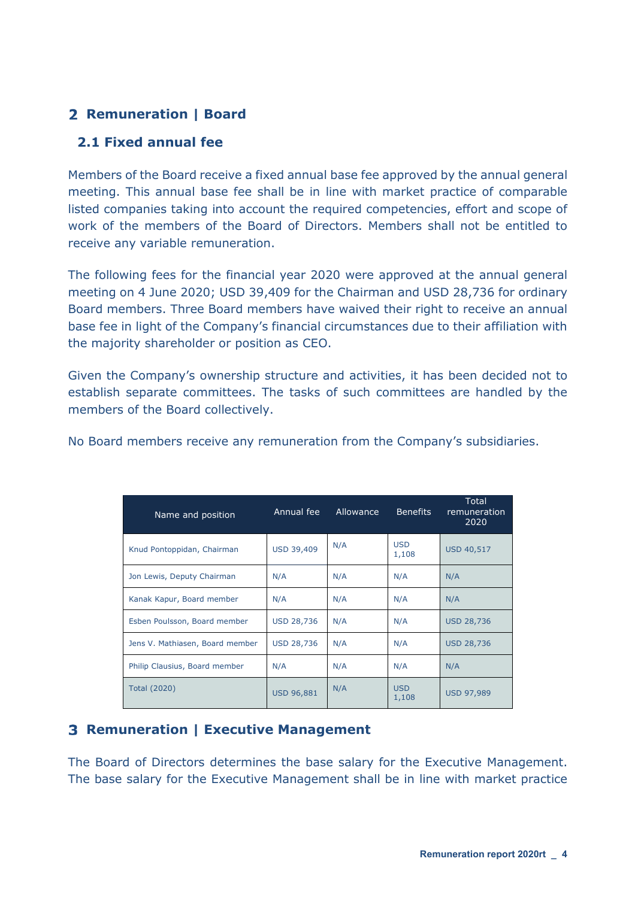## 2 Remuneration | Board

### 2.1 Fixed annual fee

Members of the Board receive a fixed annual base fee approved by the annual general meeting. This annual base fee shall be in line with market practice of comparable listed companies taking into account the required competencies, effort and scope of work of the members of the Board of Directors. Members shall not be entitled to receive any variable remuneration.

The following fees for the financial year 2020 were approved at the annual general meeting on 4 June 2020; USD 39,409 for the Chairman and USD 28,736 for ordinary Board members. Three Board members have waived their right to receive an annual base fee in light of the Company's financial circumstances due to their affiliation with the majority shareholder or position as CEO.

Given the Company's ownership structure and activities, it has been decided not to establish separate committees. The tasks of such committees are handled by the members of the Board collectively.

No Board members receive any remuneration from the Company's subsidiaries.

| Name and position | Annual fee | Allowance | Benefits | Total remuneration 2020 |
|---|---|---|---|---|
| Knud Pontoppidan, Chairman | USD 39,409 | N/A | USD 1,108 | USD 40,517 |
| Jon Lewis, Deputy Chairman | N/A | N/A | N/A | N/A |
| Kanak Kapur, Board member | N/A | N/A | N/A | N/A |
| Esben Poulsson, Board member | USD 28,736 | N/A | N/A | USD 28,736 |
| Jens V. Mathiasen, Board member | USD 28,736 | N/A | N/A | USD 28,736 |
| Philip Clausius, Board member | N/A | N/A | N/A | N/A |
| Total (2020) | USD 96,881 | N/A | USD 1,108 | USD 97,989 |

## 3 Remuneration | Executive Management

The Board of Directors determines the base salary for the Executive Management. The base salary for the Executive Management shall be in line with market practice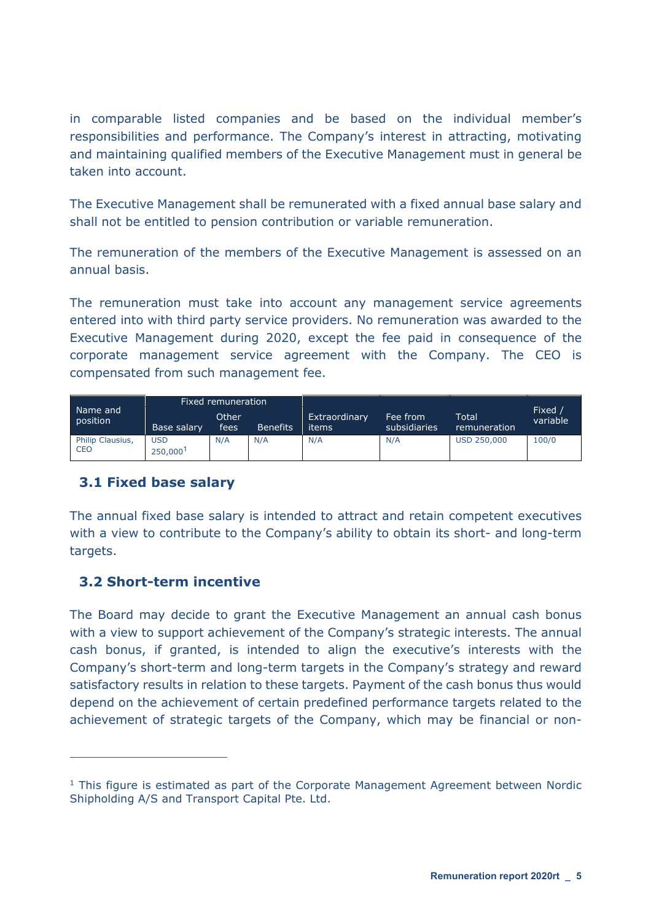in comparable listed companies and be based on the individual member's responsibilities and performance. The Company's interest in attracting, motivating and maintaining qualified members of the Executive Management must in general be taken into account.

The Executive Management shall be remunerated with a fixed annual base salary and shall not be entitled to pension contribution or variable remuneration.

The remuneration of the members of the Executive Management is assessed on an annual basis.

The remuneration must take into account any management service agreements entered into with third party service providers. No remuneration was awarded to the Executive Management during 2020, except the fee paid in consequence of the corporate management service agreement with the Company. The CEO is compensated from such management fee.

| Name and position | Fixed remuneration | | | Extraordinary items | Fee from subsidiaries | Total remuneration | Fixed / variable |
|---|---|---|---|---|---|---|---|
| | Base salary | Other fees | Benefits | | | | |
| Philip Clausius, CEO | USD 250,000[1] | N/A | N/A | N/A | N/A | USD 250,000 | 100/0 |

### 3.1 Fixed base salary

The annual fixed base salary is intended to attract and retain competent executives with a view to contribute to the Company's ability to obtain its short- and long-term targets.

### 3.2 Short-term incentive

The Board may decide to grant the Executive Management an annual cash bonus with a view to support achievement of the Company's strategic interests. The annual cash bonus, if granted, is intended to align the executive's interests with the Company's short-term and long-term targets in the Company's strategy and reward satisfactory results in relation to these targets. Payment of the cash bonus thus would depend on the achievement of certain predefined performance targets related to the achievement of strategic targets of the Company, which may be financial or non-

[1] This figure is estimated as part of the Corporate Management Agreement between Nordic Shipholding A/S and Transport Capital Pte. Ltd.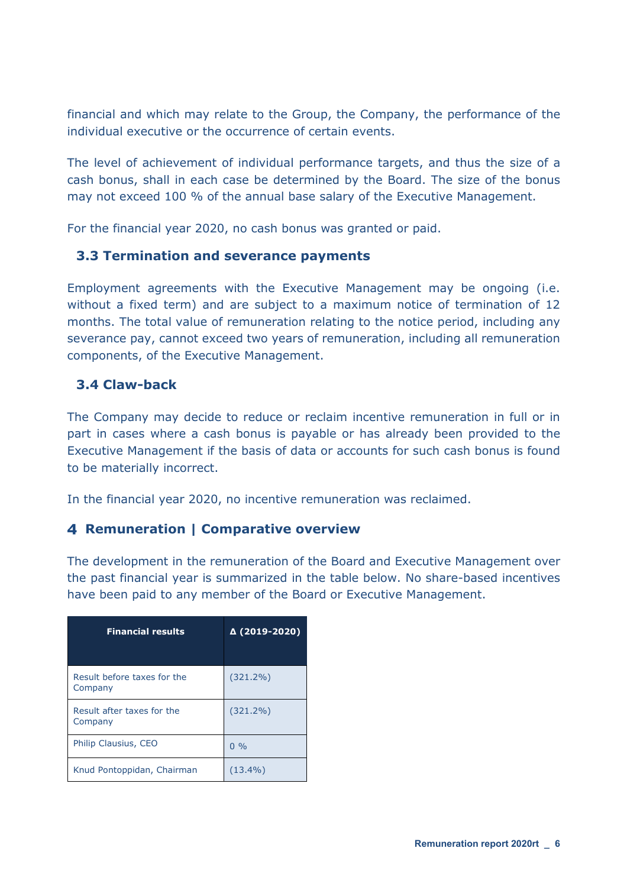financial and which may relate to the Group, the Company, the performance of the individual executive or the occurrence of certain events.

The level of achievement of individual performance targets, and thus the size of a cash bonus, shall in each case be determined by the Board. The size of the bonus may not exceed 100 % of the annual base salary of the Executive Management.

For the financial year 2020, no cash bonus was granted or paid.

### 3.3 Termination and severance payments

Employment agreements with the Executive Management may be ongoing (i.e. without a fixed term) and are subject to a maximum notice of termination of 12 months. The total value of remuneration relating to the notice period, including any severance pay, cannot exceed two years of remuneration, including all remuneration components, of the Executive Management.

### 3.4 Claw-back

The Company may decide to reduce or reclaim incentive remuneration in full or in part in cases where a cash bonus is payable or has already been provided to the Executive Management if the basis of data or accounts for such cash bonus is found to be materially incorrect.

In the financial year 2020, no incentive remuneration was reclaimed.

## 4 Remuneration | Comparative overview

The development in the remuneration of the Board and Executive Management over the past financial year is summarized in the table below. No share-based incentives have been paid to any member of the Board or Executive Management.

| Financial results | Δ (2019-2020) |
|---|---|
| Result before taxes for the Company | (321.2%) |
| Result after taxes for the Company | (321.2%) |
| Philip Clausius, CEO | 0 % |
| Knud Pontoppidan, Chairman | (13.4%) |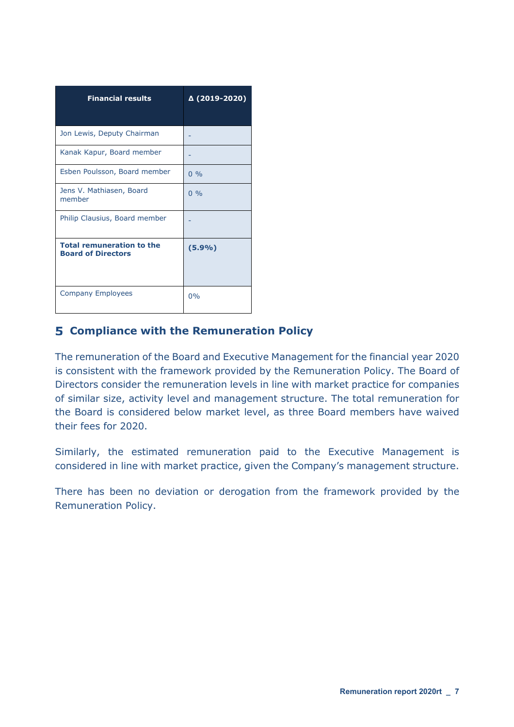| Financial results | Δ (2019-2020) |
|---|---|
| Jon Lewis, Deputy Chairman | - |
| Kanak Kapur, Board member | - |
| Esben Poulsson, Board member | 0 % |
| Jens V. Mathiasen, Board member | 0 % |
| Philip Clausius, Board member | - |
| **Total remuneration to the Board of Directors** | **(5.9%)** |
| Company Employees | 0% |

## 5 Compliance with the Remuneration Policy

The remuneration of the Board and Executive Management for the financial year 2020 is consistent with the framework provided by the Remuneration Policy. The Board of Directors consider the remuneration levels in line with market practice for companies of similar size, activity level and management structure. The total remuneration for the Board is considered below market level, as three Board members have waived their fees for 2020.

Similarly, the estimated remuneration paid to the Executive Management is considered in line with market practice, given the Company's management structure.

There has been no deviation or derogation from the framework provided by the Remuneration Policy.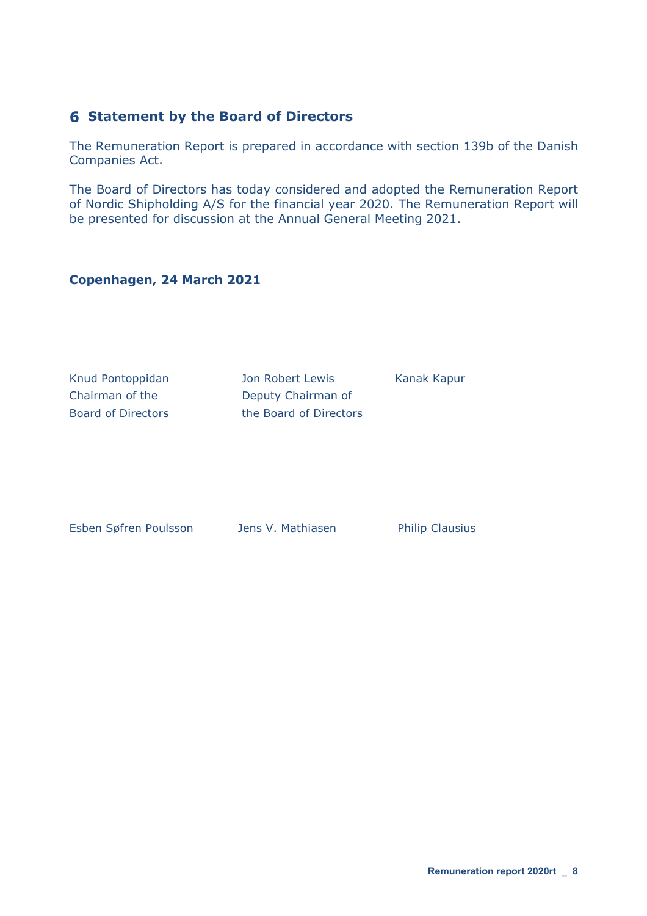## 6 Statement by the Board of Directors

The Remuneration Report is prepared in accordance with section 139b of the Danish Companies Act.

The Board of Directors has today considered and adopted the Remuneration Report of Nordic Shipholding A/S for the financial year 2020. The Remuneration Report will be presented for discussion at the Annual General Meeting 2021.

**Copenhagen, 24 March 2021**

| | | |
|---|---|---|
| Knud Pontoppidan<br>Chairman of the<br>Board of Directors | Jon Robert Lewis<br>Deputy Chairman of<br>the Board of Directors | Kanak Kapur |
| Esben Søfren Poulsson | Jens V. Mathiasen | Philip Clausius |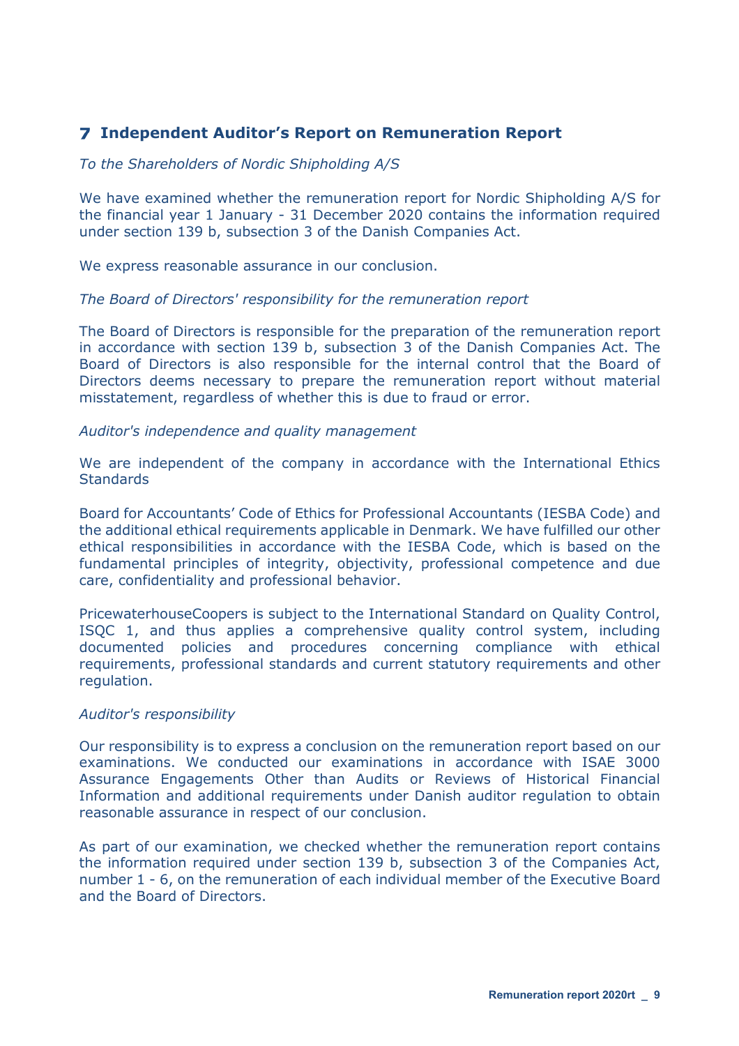## 7 Independent Auditor's Report on Remuneration Report

*To the Shareholders of Nordic Shipholding A/S*

We have examined whether the remuneration report for Nordic Shipholding A/S for the financial year 1 January - 31 December 2020 contains the information required under section 139 b, subsection 3 of the Danish Companies Act.

We express reasonable assurance in our conclusion.

*The Board of Directors' responsibility for the remuneration report*

The Board of Directors is responsible for the preparation of the remuneration report in accordance with section 139 b, subsection 3 of the Danish Companies Act. The Board of Directors is also responsible for the internal control that the Board of Directors deems necessary to prepare the remuneration report without material misstatement, regardless of whether this is due to fraud or error.

*Auditor's independence and quality management*

We are independent of the company in accordance with the International Ethics Standards

Board for Accountants' Code of Ethics for Professional Accountants (IESBA Code) and the additional ethical requirements applicable in Denmark. We have fulfilled our other ethical responsibilities in accordance with the IESBA Code, which is based on the fundamental principles of integrity, objectivity, professional competence and due care, confidentiality and professional behavior.

PricewaterhouseCoopers is subject to the International Standard on Quality Control, ISQC 1, and thus applies a comprehensive quality control system, including documented policies and procedures concerning compliance with ethical requirements, professional standards and current statutory requirements and other regulation.

*Auditor's responsibility*

Our responsibility is to express a conclusion on the remuneration report based on our examinations. We conducted our examinations in accordance with ISAE 3000 Assurance Engagements Other than Audits or Reviews of Historical Financial Information and additional requirements under Danish auditor regulation to obtain reasonable assurance in respect of our conclusion.

As part of our examination, we checked whether the remuneration report contains the information required under section 139 b, subsection 3 of the Companies Act, number 1 - 6, on the remuneration of each individual member of the Executive Board and the Board of Directors.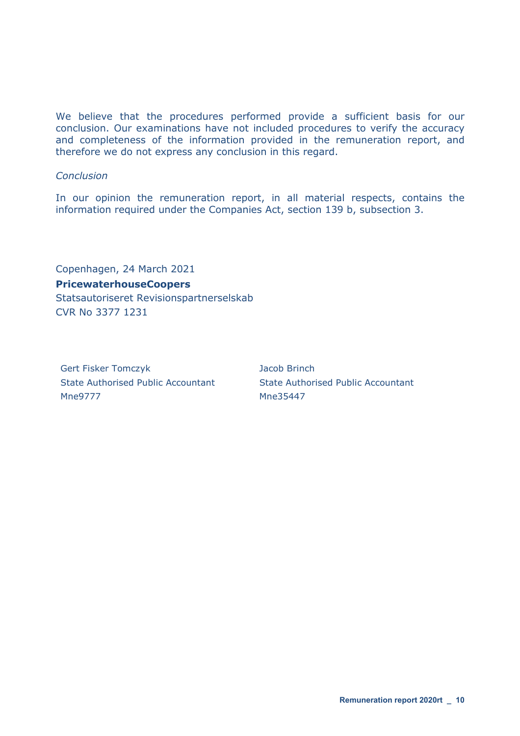We believe that the procedures performed provide a sufficient basis for our conclusion. Our examinations have not included procedures to verify the accuracy and completeness of the information provided in the remuneration report, and therefore we do not express any conclusion in this regard.

*Conclusion*

In our opinion the remuneration report, in all material respects, contains the information required under the Companies Act, section 139 b, subsection 3.

Copenhagen, 24 March 2021

**PricewaterhouseCoopers**
Statsautoriseret Revisionspartnerselskab
CVR No 3377 1231

Gert Fisker Tomczyk
State Authorised Public Accountant
Mne9777

Jacob Brinch
State Authorised Public Accountant
Mne35447